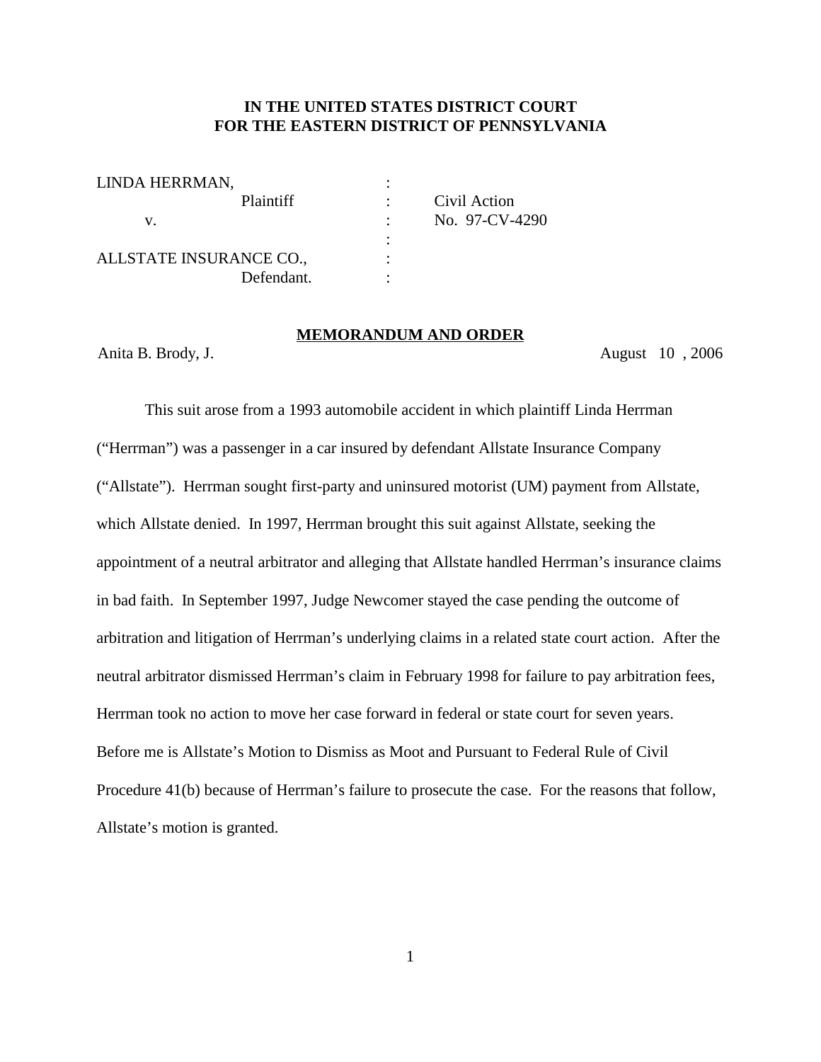**IN THE UNITED STATES DISTRICT COURT**
**FOR THE EASTERN DISTRICT OF PENNSYLVANIA**

| | | |
|---|---|---|
| LINDA HERRMAN, | : | |
| Plaintiff | : | Civil Action |
| v. | : | No. 97-CV-4290 |
| | : | |
| ALLSTATE INSURANCE CO., | : | |
| Defendant. | : | |

**MEMORANDUM AND ORDER**

Anita B. Brody, J. August 10 , 2006

This suit arose from a 1993 automobile accident in which plaintiff Linda Herrman ("Herrman") was a passenger in a car insured by defendant Allstate Insurance Company ("Allstate"). Herrman sought first-party and uninsured motorist (UM) payment from Allstate, which Allstate denied. In 1997, Herrman brought this suit against Allstate, seeking the appointment of a neutral arbitrator and alleging that Allstate handled Herrman's insurance claims in bad faith. In September 1997, Judge Newcomer stayed the case pending the outcome of arbitration and litigation of Herrman's underlying claims in a related state court action. After the neutral arbitrator dismissed Herrman's claim in February 1998 for failure to pay arbitration fees, Herrman took no action to move her case forward in federal or state court for seven years. Before me is Allstate's Motion to Dismiss as Moot and Pursuant to Federal Rule of Civil Procedure 41(b) because of Herrman's failure to prosecute the case. For the reasons that follow, Allstate's motion is granted.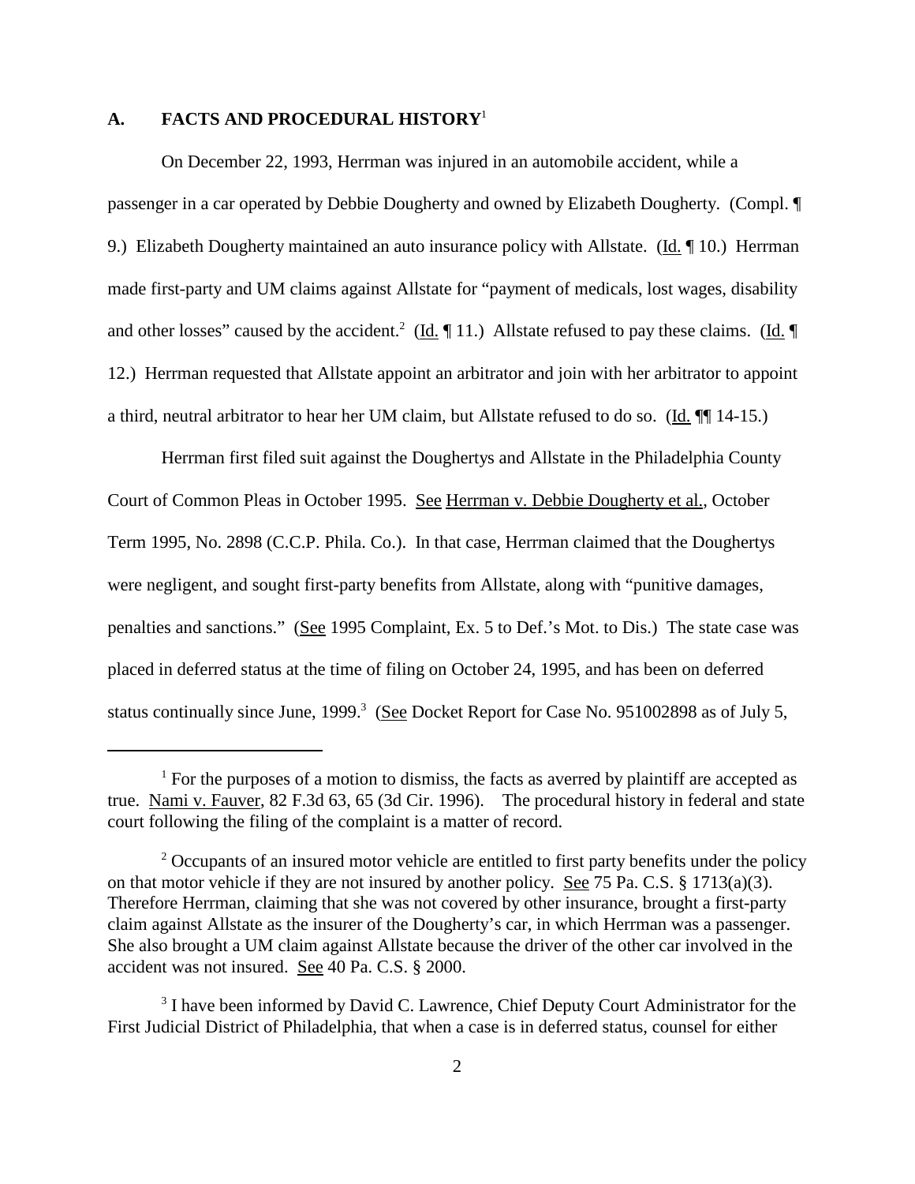## A. FACTS AND PROCEDURAL HISTORY[1]

On December 22, 1993, Herrman was injured in an automobile accident, while a passenger in a car operated by Debbie Dougherty and owned by Elizabeth Dougherty. (Compl. ¶ 9.) Elizabeth Dougherty maintained an auto insurance policy with Allstate. (Id. ¶ 10.) Herrman made first-party and UM claims against Allstate for "payment of medicals, lost wages, disability and other losses" caused by the accident.[2] (Id. ¶ 11.) Allstate refused to pay these claims. (Id. ¶ 12.) Herrman requested that Allstate appoint an arbitrator and join with her arbitrator to appoint a third, neutral arbitrator to hear her UM claim, but Allstate refused to do so. (Id. ¶¶ 14-15.)

Herrman first filed suit against the Doughertys and Allstate in the Philadelphia County Court of Common Pleas in October 1995. See Herrman v. Debbie Dougherty et al., October Term 1995, No. 2898 (C.C.P. Phila. Co.). In that case, Herrman claimed that the Doughertys were negligent, and sought first-party benefits from Allstate, along with "punitive damages, penalties and sanctions." (See 1995 Complaint, Ex. 5 to Def.'s Mot. to Dis.) The state case was placed in deferred status at the time of filing on October 24, 1995, and has been on deferred status continually since June, 1999.[3] (See Docket Report for Case No. 951002898 as of July 5,

---

[1] For the purposes of a motion to dismiss, the facts as averred by plaintiff are accepted as true. Nami v. Fauver, 82 F.3d 63, 65 (3d Cir. 1996). The procedural history in federal and state court following the filing of the complaint is a matter of record.

[2] Occupants of an insured motor vehicle are entitled to first party benefits under the policy on that motor vehicle if they are not insured by another policy. See 75 Pa. C.S. § 1713(a)(3). Therefore Herrman, claiming that she was not covered by other insurance, brought a first-party claim against Allstate as the insurer of the Dougherty's car, in which Herrman was a passenger. She also brought a UM claim against Allstate because the driver of the other car involved in the accident was not insured. See 40 Pa. C.S. § 2000.

[3] I have been informed by David C. Lawrence, Chief Deputy Court Administrator for the First Judicial District of Philadelphia, that when a case is in deferred status, counsel for either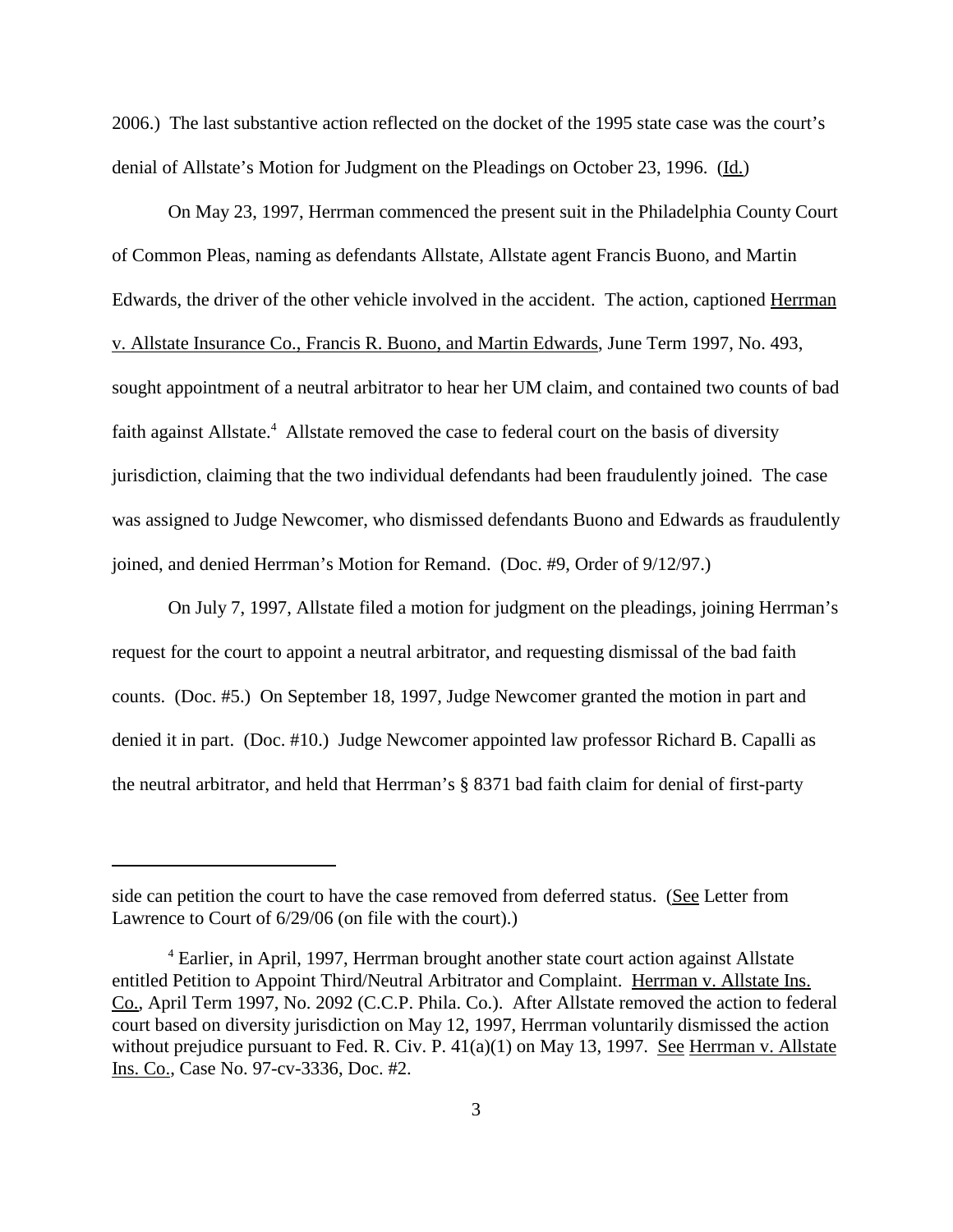2006.) The last substantive action reflected on the docket of the 1995 state case was the court's denial of Allstate's Motion for Judgment on the Pleadings on October 23, 1996. (Id.)

On May 23, 1997, Herrman commenced the present suit in the Philadelphia County Court of Common Pleas, naming as defendants Allstate, Allstate agent Francis Buono, and Martin Edwards, the driver of the other vehicle involved in the accident. The action, captioned Herrman v. Allstate Insurance Co., Francis R. Buono, and Martin Edwards, June Term 1997, No. 493, sought appointment of a neutral arbitrator to hear her UM claim, and contained two counts of bad faith against Allstate.[4] Allstate removed the case to federal court on the basis of diversity jurisdiction, claiming that the two individual defendants had been fraudulently joined. The case was assigned to Judge Newcomer, who dismissed defendants Buono and Edwards as fraudulently joined, and denied Herrman's Motion for Remand. (Doc. #9, Order of 9/12/97.)

On July 7, 1997, Allstate filed a motion for judgment on the pleadings, joining Herrman's request for the court to appoint a neutral arbitrator, and requesting dismissal of the bad faith counts. (Doc. #5.) On September 18, 1997, Judge Newcomer granted the motion in part and denied it in part. (Doc. #10.) Judge Newcomer appointed law professor Richard B. Capalli as the neutral arbitrator, and held that Herrman's § 8371 bad faith claim for denial of first-party

---

side can petition the court to have the case removed from deferred status. (See Letter from Lawrence to Court of 6/29/06 (on file with the court).)

[4] Earlier, in April, 1997, Herrman brought another state court action against Allstate entitled Petition to Appoint Third/Neutral Arbitrator and Complaint. Herrman v. Allstate Ins. Co., April Term 1997, No. 2092 (C.C.P. Phila. Co.). After Allstate removed the action to federal court based on diversity jurisdiction on May 12, 1997, Herrman voluntarily dismissed the action without prejudice pursuant to Fed. R. Civ. P. 41(a)(1) on May 13, 1997. See Herrman v. Allstate Ins. Co., Case No. 97-cv-3336, Doc. #2.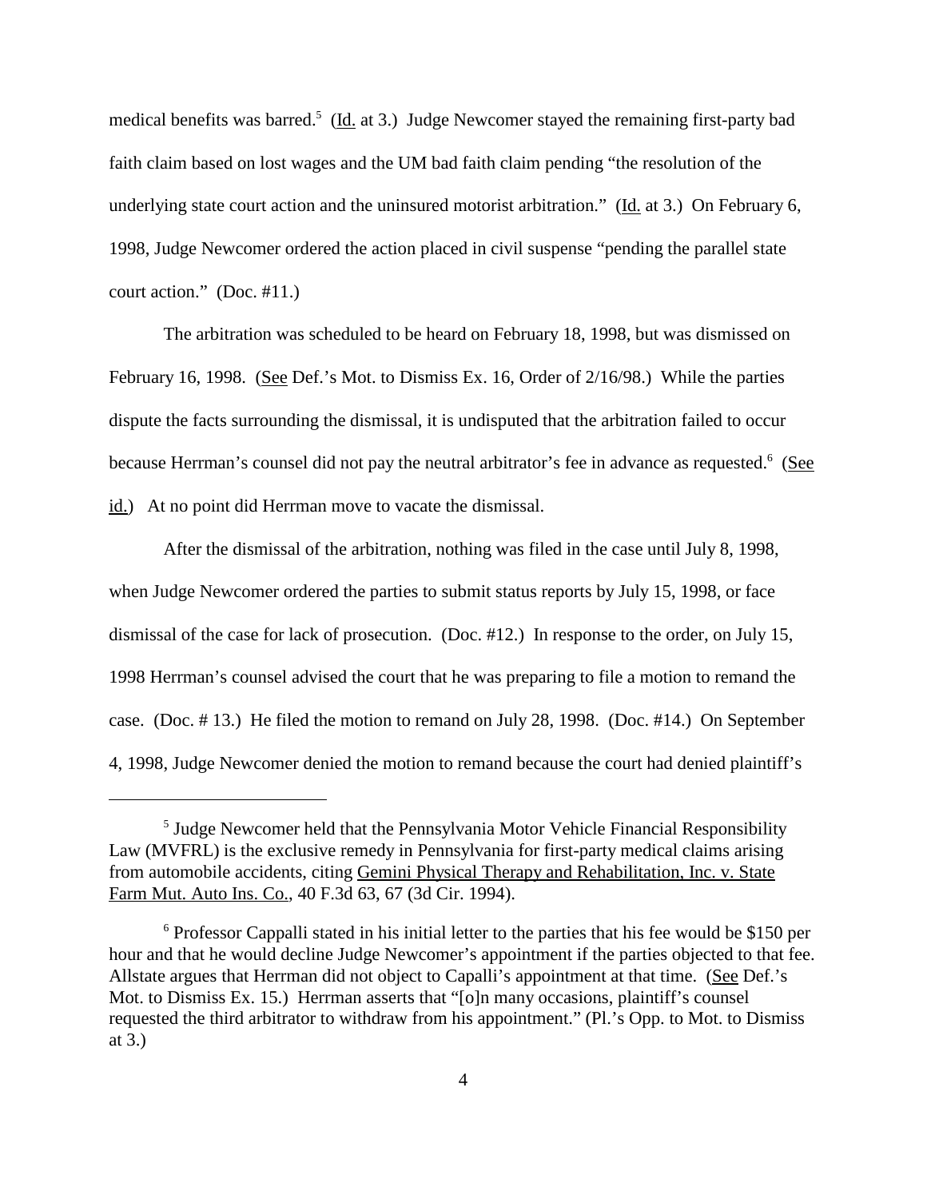medical benefits was barred.[5] (Id. at 3.) Judge Newcomer stayed the remaining first-party bad faith claim based on lost wages and the UM bad faith claim pending "the resolution of the underlying state court action and the uninsured motorist arbitration." (Id. at 3.) On February 6, 1998, Judge Newcomer ordered the action placed in civil suspense "pending the parallel state court action." (Doc. #11.)

The arbitration was scheduled to be heard on February 18, 1998, but was dismissed on February 16, 1998. (See Def.'s Mot. to Dismiss Ex. 16, Order of 2/16/98.) While the parties dispute the facts surrounding the dismissal, it is undisputed that the arbitration failed to occur because Herrman's counsel did not pay the neutral arbitrator's fee in advance as requested.[6] (See id.) At no point did Herrman move to vacate the dismissal.

After the dismissal of the arbitration, nothing was filed in the case until July 8, 1998, when Judge Newcomer ordered the parties to submit status reports by July 15, 1998, or face dismissal of the case for lack of prosecution. (Doc. #12.) In response to the order, on July 15, 1998 Herrman's counsel advised the court that he was preparing to file a motion to remand the case. (Doc. # 13.) He filed the motion to remand on July 28, 1998. (Doc. #14.) On September 4, 1998, Judge Newcomer denied the motion to remand because the court had denied plaintiff's

---

[5] Judge Newcomer held that the Pennsylvania Motor Vehicle Financial Responsibility Law (MVFRL) is the exclusive remedy in Pennsylvania for first-party medical claims arising from automobile accidents, citing Gemini Physical Therapy and Rehabilitation, Inc. v. State Farm Mut. Auto Ins. Co., 40 F.3d 63, 67 (3d Cir. 1994).

[6] Professor Cappalli stated in his initial letter to the parties that his fee would be $150 per hour and that he would decline Judge Newcomer's appointment if the parties objected to that fee. Allstate argues that Herrman did not object to Capalli's appointment at that time. (See Def.'s Mot. to Dismiss Ex. 15.) Herrman asserts that "[o]n many occasions, plaintiff's counsel requested the third arbitrator to withdraw from his appointment." (Pl.'s Opp. to Mot. to Dismiss at 3.)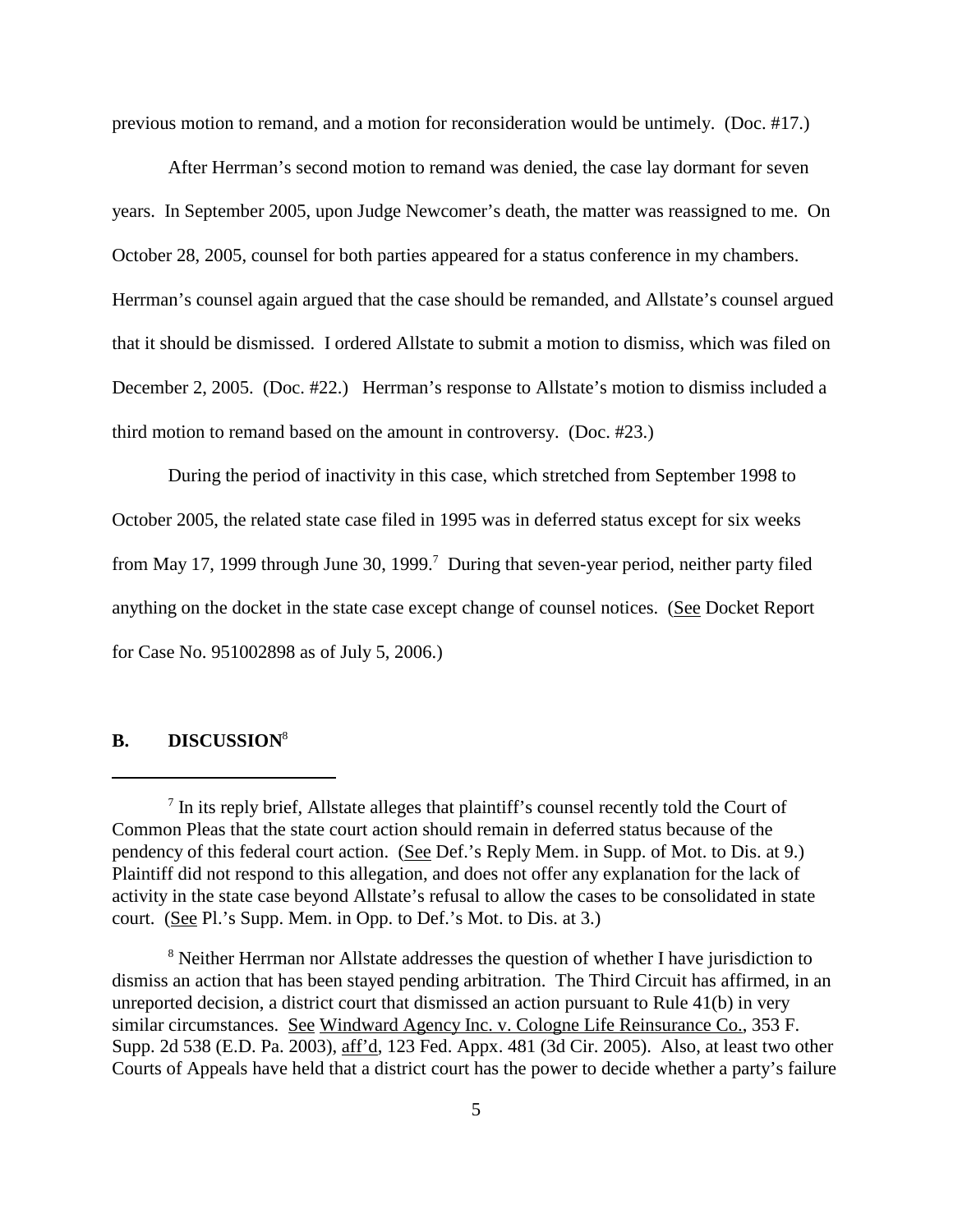previous motion to remand, and a motion for reconsideration would be untimely. (Doc. #17.)

After Herrman's second motion to remand was denied, the case lay dormant for seven years. In September 2005, upon Judge Newcomer's death, the matter was reassigned to me. On October 28, 2005, counsel for both parties appeared for a status conference in my chambers. Herrman's counsel again argued that the case should be remanded, and Allstate's counsel argued that it should be dismissed. I ordered Allstate to submit a motion to dismiss, which was filed on December 2, 2005. (Doc. #22.) Herrman's response to Allstate's motion to dismiss included a third motion to remand based on the amount in controversy. (Doc. #23.)

During the period of inactivity in this case, which stretched from September 1998 to October 2005, the related state case filed in 1995 was in deferred status except for six weeks from May 17, 1999 through June 30, 1999.[7] During that seven-year period, neither party filed anything on the docket in the state case except change of counsel notices. (See Docket Report for Case No. 951002898 as of July 5, 2006.)

## B. DISCUSSION[8]

---

[7] In its reply brief, Allstate alleges that plaintiff's counsel recently told the Court of Common Pleas that the state court action should remain in deferred status because of the pendency of this federal court action. (See Def.'s Reply Mem. in Supp. of Mot. to Dis. at 9.) Plaintiff did not respond to this allegation, and does not offer any explanation for the lack of activity in the state case beyond Allstate's refusal to allow the cases to be consolidated in state court. (See Pl.'s Supp. Mem. in Opp. to Def.'s Mot. to Dis. at 3.)

[8] Neither Herrman nor Allstate addresses the question of whether I have jurisdiction to dismiss an action that has been stayed pending arbitration. The Third Circuit has affirmed, in an unreported decision, a district court that dismissed an action pursuant to Rule 41(b) in very similar circumstances. See Windward Agency Inc. v. Cologne Life Reinsurance Co., 353 F. Supp. 2d 538 (E.D. Pa. 2003), aff'd, 123 Fed. Appx. 481 (3d Cir. 2005). Also, at least two other Courts of Appeals have held that a district court has the power to decide whether a party's failure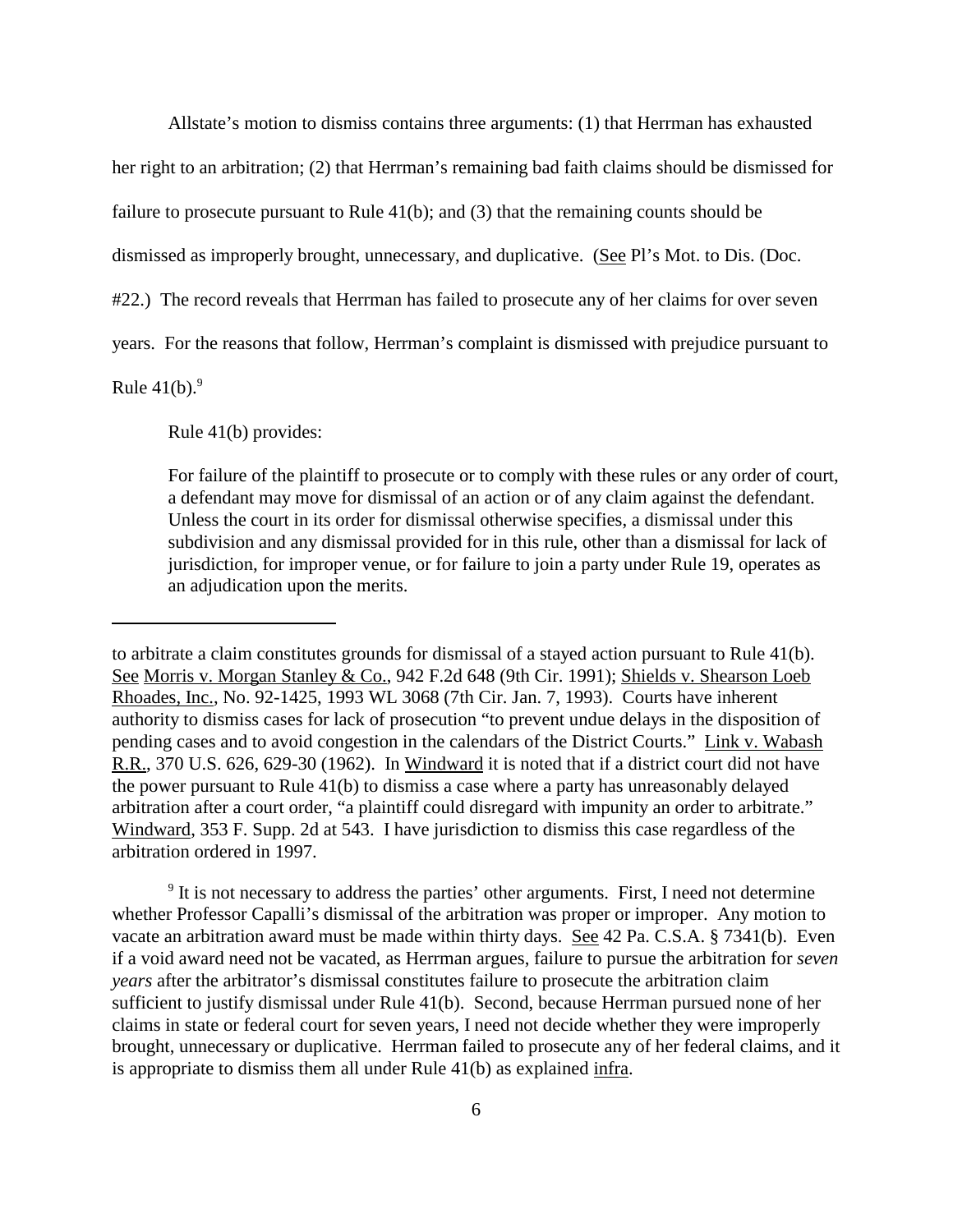Allstate's motion to dismiss contains three arguments: (1) that Herrman has exhausted her right to an arbitration; (2) that Herrman's remaining bad faith claims should be dismissed for failure to prosecute pursuant to Rule 41(b); and (3) that the remaining counts should be dismissed as improperly brought, unnecessary, and duplicative. (See Pl's Mot. to Dis. (Doc. #22.) The record reveals that Herrman has failed to prosecute any of her claims for over seven years. For the reasons that follow, Herrman's complaint is dismissed with prejudice pursuant to Rule 41(b).[9]

Rule 41(b) provides:

> For failure of the plaintiff to prosecute or to comply with these rules or any order of court, a defendant may move for dismissal of an action or of any claim against the defendant. Unless the court in its order for dismissal otherwise specifies, a dismissal under this subdivision and any dismissal provided for in this rule, other than a dismissal for lack of jurisdiction, for improper venue, or for failure to join a party under Rule 19, operates as an adjudication upon the merits.

---

to arbitrate a claim constitutes grounds for dismissal of a stayed action pursuant to Rule 41(b). See Morris v. Morgan Stanley & Co., 942 F.2d 648 (9th Cir. 1991); Shields v. Shearson Loeb Rhoades, Inc., No. 92-1425, 1993 WL 3068 (7th Cir. Jan. 7, 1993). Courts have inherent authority to dismiss cases for lack of prosecution "to prevent undue delays in the disposition of pending cases and to avoid congestion in the calendars of the District Courts." Link v. Wabash R.R., 370 U.S. 626, 629-30 (1962). In Windward it is noted that if a district court did not have the power pursuant to Rule 41(b) to dismiss a case where a party has unreasonably delayed arbitration after a court order, "a plaintiff could disregard with impunity an order to arbitrate." Windward, 353 F. Supp. 2d at 543. I have jurisdiction to dismiss this case regardless of the arbitration ordered in 1997.

[9] It is not necessary to address the parties' other arguments. First, I need not determine whether Professor Capalli's dismissal of the arbitration was proper or improper. Any motion to vacate an arbitration award must be made within thirty days. See 42 Pa. C.S.A. § 7341(b). Even if a void award need not be vacated, as Herrman argues, failure to pursue the arbitration for *seven years* after the arbitrator's dismissal constitutes failure to prosecute the arbitration claim sufficient to justify dismissal under Rule 41(b). Second, because Herrman pursued none of her claims in state or federal court for seven years, I need not decide whether they were improperly brought, unnecessary or duplicative. Herrman failed to prosecute any of her federal claims, and it is appropriate to dismiss them all under Rule 41(b) as explained infra.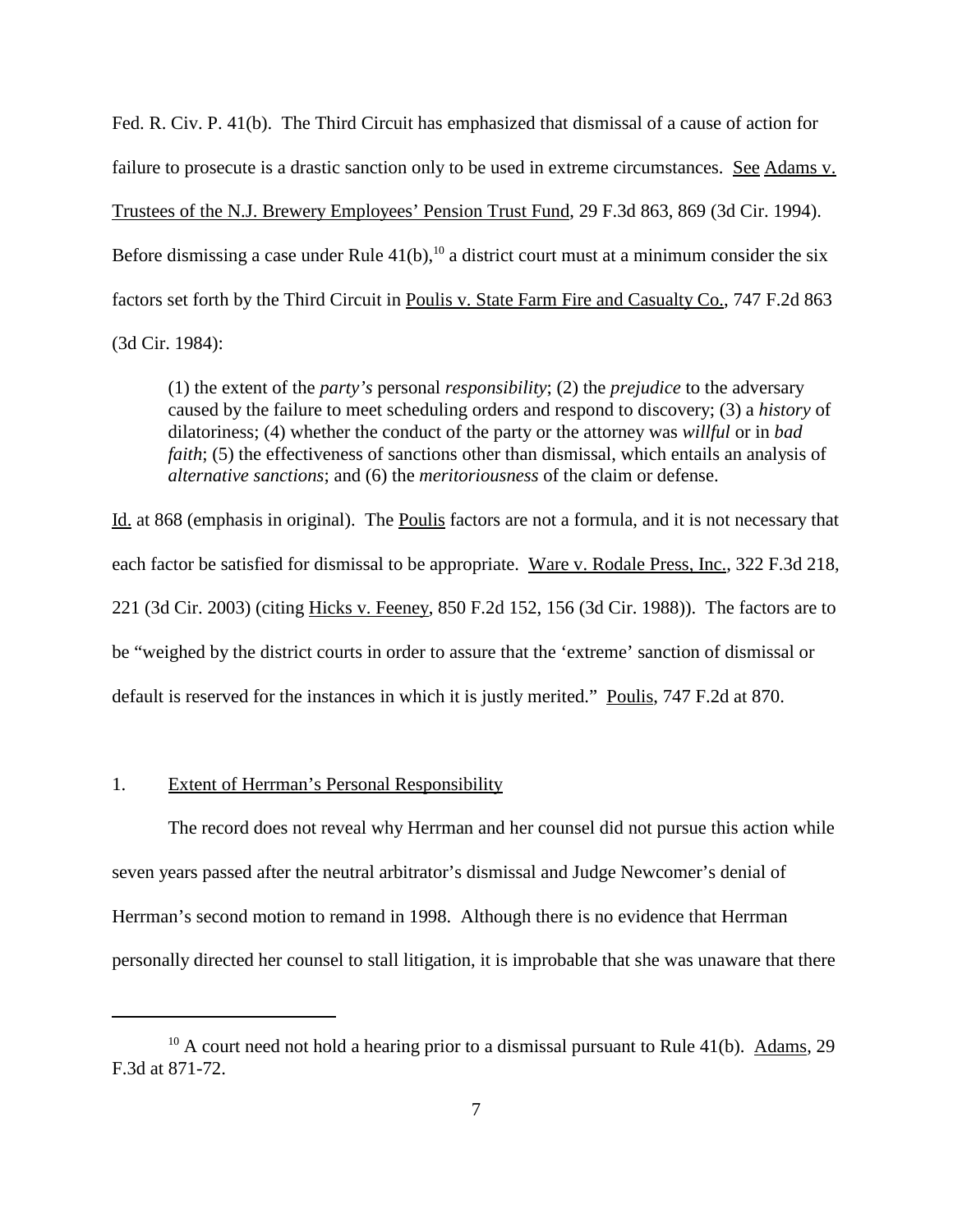Fed. R. Civ. P. 41(b). The Third Circuit has emphasized that dismissal of a cause of action for failure to prosecute is a drastic sanction only to be used in extreme circumstances. See Adams v. Trustees of the N.J. Brewery Employees' Pension Trust Fund, 29 F.3d 863, 869 (3d Cir. 1994). Before dismissing a case under Rule 41(b),[10] a district court must at a minimum consider the six factors set forth by the Third Circuit in Poulis v. State Farm Fire and Casualty Co., 747 F.2d 863 (3d Cir. 1984):

> (1) the extent of the *party's* personal *responsibility*; (2) the *prejudice* to the adversary caused by the failure to meet scheduling orders and respond to discovery; (3) a *history* of dilatoriness; (4) whether the conduct of the party or the attorney was *willful* or in *bad faith*; (5) the effectiveness of sanctions other than dismissal, which entails an analysis of *alternative sanctions*; and (6) the *meritoriousness* of the claim or defense.

Id. at 868 (emphasis in original). The Poulis factors are not a formula, and it is not necessary that each factor be satisfied for dismissal to be appropriate. Ware v. Rodale Press, Inc., 322 F.3d 218, 221 (3d Cir. 2003) (citing Hicks v. Feeney, 850 F.2d 152, 156 (3d Cir. 1988)). The factors are to be "weighed by the district courts in order to assure that the 'extreme' sanction of dismissal or default is reserved for the instances in which it is justly merited." Poulis, 747 F.2d at 870.

1. Extent of Herrman's Personal Responsibility

The record does not reveal why Herrman and her counsel did not pursue this action while seven years passed after the neutral arbitrator's dismissal and Judge Newcomer's denial of Herrman's second motion to remand in 1998. Although there is no evidence that Herrman personally directed her counsel to stall litigation, it is improbable that she was unaware that there

[10] A court need not hold a hearing prior to a dismissal pursuant to Rule 41(b). Adams, 29 F.3d at 871-72.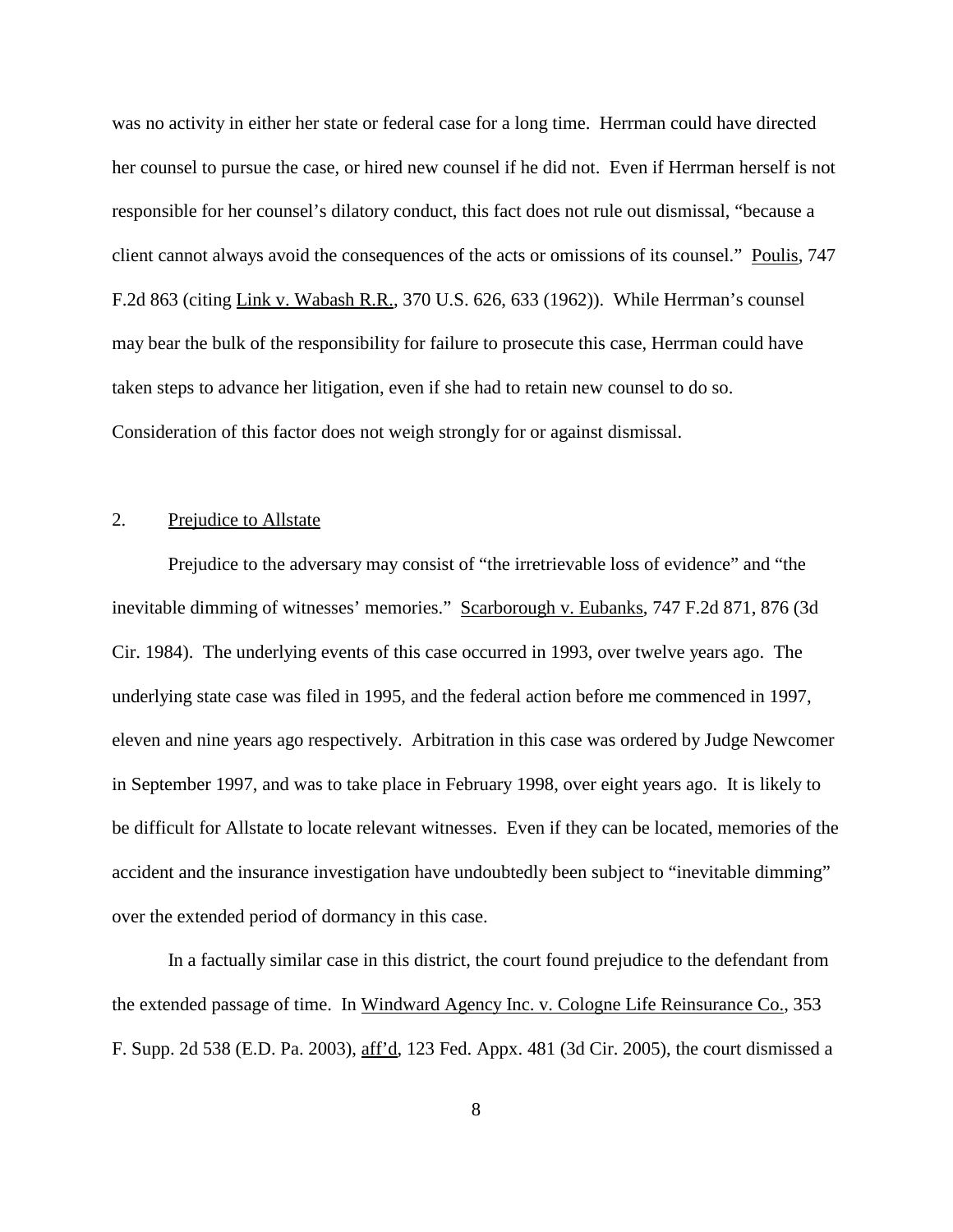was no activity in either her state or federal case for a long time. Herrman could have directed her counsel to pursue the case, or hired new counsel if he did not. Even if Herrman herself is not responsible for her counsel's dilatory conduct, this fact does not rule out dismissal, "because a client cannot always avoid the consequences of the acts or omissions of its counsel." Poulis, 747 F.2d 863 (citing Link v. Wabash R.R., 370 U.S. 626, 633 (1962)). While Herrman's counsel may bear the bulk of the responsibility for failure to prosecute this case, Herrman could have taken steps to advance her litigation, even if she had to retain new counsel to do so. Consideration of this factor does not weigh strongly for or against dismissal.

2. Prejudice to Allstate

Prejudice to the adversary may consist of "the irretrievable loss of evidence" and "the inevitable dimming of witnesses' memories." Scarborough v. Eubanks, 747 F.2d 871, 876 (3d Cir. 1984). The underlying events of this case occurred in 1993, over twelve years ago. The underlying state case was filed in 1995, and the federal action before me commenced in 1997, eleven and nine years ago respectively. Arbitration in this case was ordered by Judge Newcomer in September 1997, and was to take place in February 1998, over eight years ago. It is likely to be difficult for Allstate to locate relevant witnesses. Even if they can be located, memories of the accident and the insurance investigation have undoubtedly been subject to "inevitable dimming" over the extended period of dormancy in this case.

In a factually similar case in this district, the court found prejudice to the defendant from the extended passage of time. In Windward Agency Inc. v. Cologne Life Reinsurance Co., 353 F. Supp. 2d 538 (E.D. Pa. 2003), aff'd, 123 Fed. Appx. 481 (3d Cir. 2005), the court dismissed a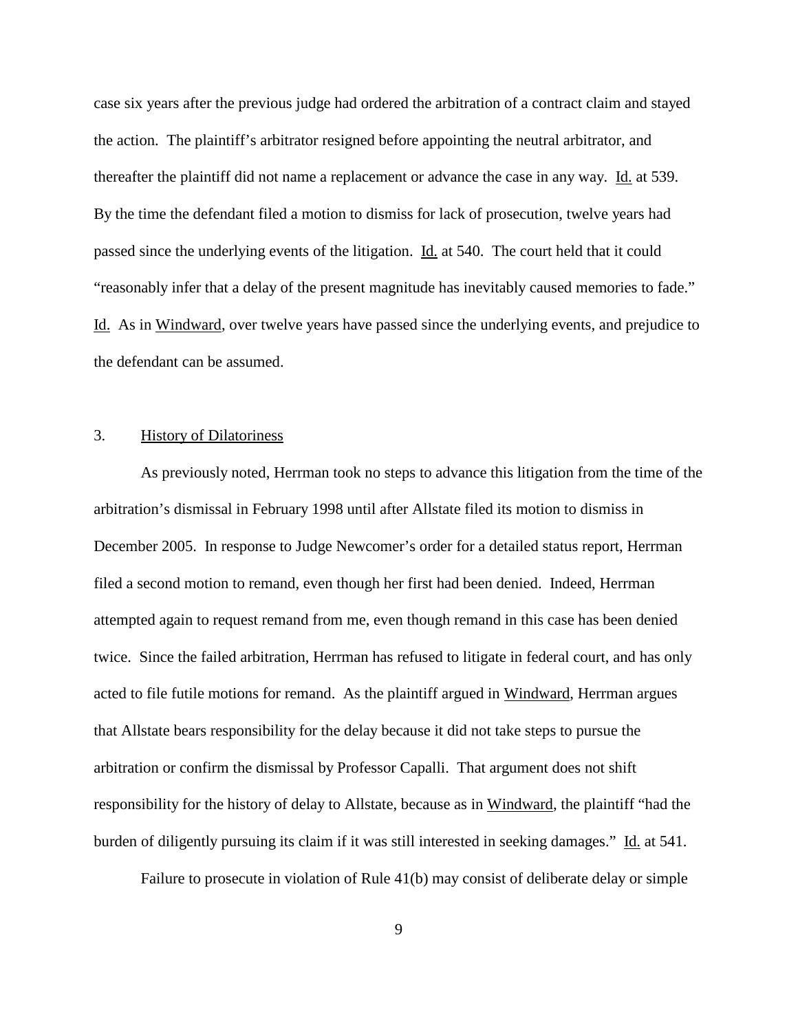case six years after the previous judge had ordered the arbitration of a contract claim and stayed the action. The plaintiff's arbitrator resigned before appointing the neutral arbitrator, and thereafter the plaintiff did not name a replacement or advance the case in any way. Id. at 539. By the time the defendant filed a motion to dismiss for lack of prosecution, twelve years had passed since the underlying events of the litigation. Id. at 540. The court held that it could "reasonably infer that a delay of the present magnitude has inevitably caused memories to fade." Id. As in Windward, over twelve years have passed since the underlying events, and prejudice to the defendant can be assumed.

3. History of Dilatoriness

As previously noted, Herrman took no steps to advance this litigation from the time of the arbitration's dismissal in February 1998 until after Allstate filed its motion to dismiss in December 2005. In response to Judge Newcomer's order for a detailed status report, Herrman filed a second motion to remand, even though her first had been denied. Indeed, Herrman attempted again to request remand from me, even though remand in this case has been denied twice. Since the failed arbitration, Herrman has refused to litigate in federal court, and has only acted to file futile motions for remand. As the plaintiff argued in Windward, Herrman argues that Allstate bears responsibility for the delay because it did not take steps to pursue the arbitration or confirm the dismissal by Professor Capalli. That argument does not shift responsibility for the history of delay to Allstate, because as in Windward, the plaintiff "had the burden of diligently pursuing its claim if it was still interested in seeking damages." Id. at 541.

Failure to prosecute in violation of Rule 41(b) may consist of deliberate delay or simple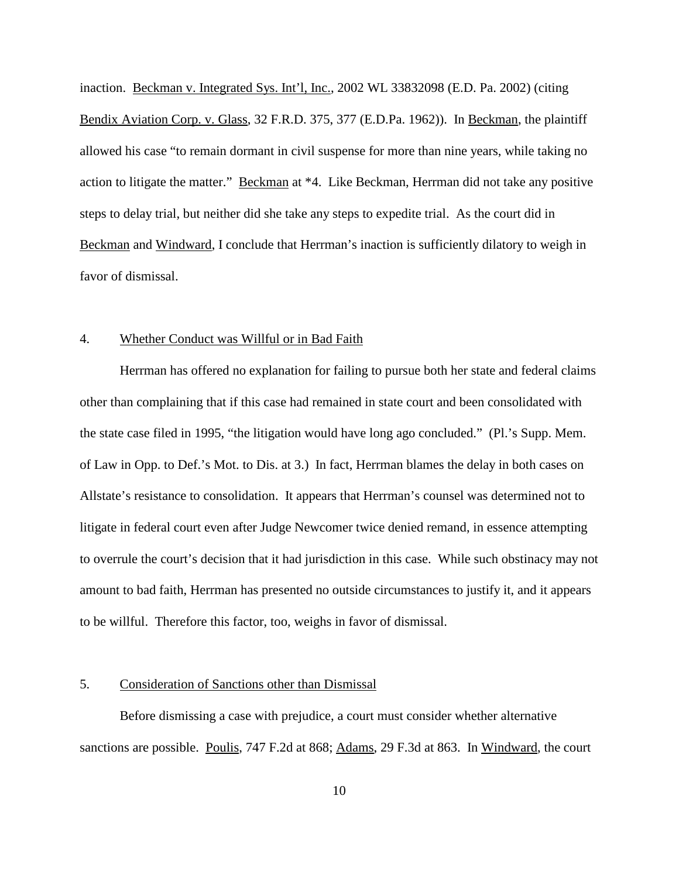inaction. Beckman v. Integrated Sys. Int'l, Inc., 2002 WL 33832098 (E.D. Pa. 2002) (citing Bendix Aviation Corp. v. Glass, 32 F.R.D. 375, 377 (E.D.Pa. 1962)). In Beckman, the plaintiff allowed his case "to remain dormant in civil suspense for more than nine years, while taking no action to litigate the matter." Beckman at *4. Like Beckman, Herrman did not take any positive steps to delay trial, but neither did she take any steps to expedite trial. As the court did in Beckman and Windward, I conclude that Herrman's inaction is sufficiently dilatory to weigh in favor of dismissal.

4. Whether Conduct was Willful or in Bad Faith

Herrman has offered no explanation for failing to pursue both her state and federal claims other than complaining that if this case had remained in state court and been consolidated with the state case filed in 1995, "the litigation would have long ago concluded." (Pl.'s Supp. Mem. of Law in Opp. to Def.'s Mot. to Dis. at 3.) In fact, Herrman blames the delay in both cases on Allstate's resistance to consolidation. It appears that Herrman's counsel was determined not to litigate in federal court even after Judge Newcomer twice denied remand, in essence attempting to overrule the court's decision that it had jurisdiction in this case. While such obstinacy may not amount to bad faith, Herrman has presented no outside circumstances to justify it, and it appears to be willful. Therefore this factor, too, weighs in favor of dismissal.

5. Consideration of Sanctions other than Dismissal

Before dismissing a case with prejudice, a court must consider whether alternative sanctions are possible. Poulis, 747 F.2d at 868; Adams, 29 F.3d at 863. In Windward, the court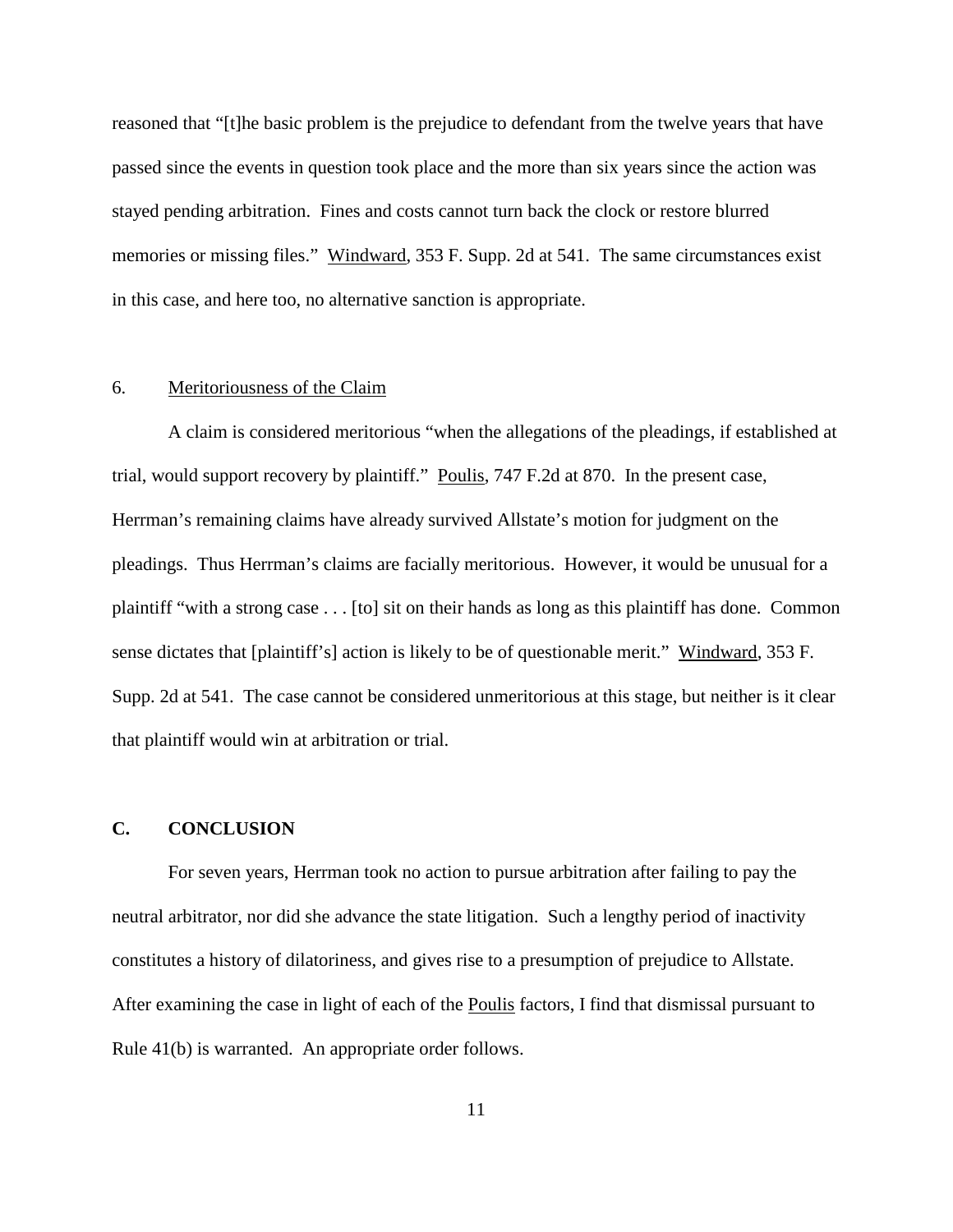reasoned that "[t]he basic problem is the prejudice to defendant from the twelve years that have passed since the events in question took place and the more than six years since the action was stayed pending arbitration. Fines and costs cannot turn back the clock or restore blurred memories or missing files." Windward, 353 F. Supp. 2d at 541. The same circumstances exist in this case, and here too, no alternative sanction is appropriate.

6. Meritoriousness of the Claim

A claim is considered meritorious "when the allegations of the pleadings, if established at trial, would support recovery by plaintiff." Poulis, 747 F.2d at 870. In the present case, Herrman's remaining claims have already survived Allstate's motion for judgment on the pleadings. Thus Herrman's claims are facially meritorious. However, it would be unusual for a plaintiff "with a strong case . . . [to] sit on their hands as long as this plaintiff has done. Common sense dictates that [plaintiff's] action is likely to be of questionable merit." Windward, 353 F. Supp. 2d at 541. The case cannot be considered unmeritorious at this stage, but neither is it clear that plaintiff would win at arbitration or trial.

## C. CONCLUSION

For seven years, Herrman took no action to pursue arbitration after failing to pay the neutral arbitrator, nor did she advance the state litigation. Such a lengthy period of inactivity constitutes a history of dilatoriness, and gives rise to a presumption of prejudice to Allstate. After examining the case in light of each of the Poulis factors, I find that dismissal pursuant to Rule 41(b) is warranted. An appropriate order follows.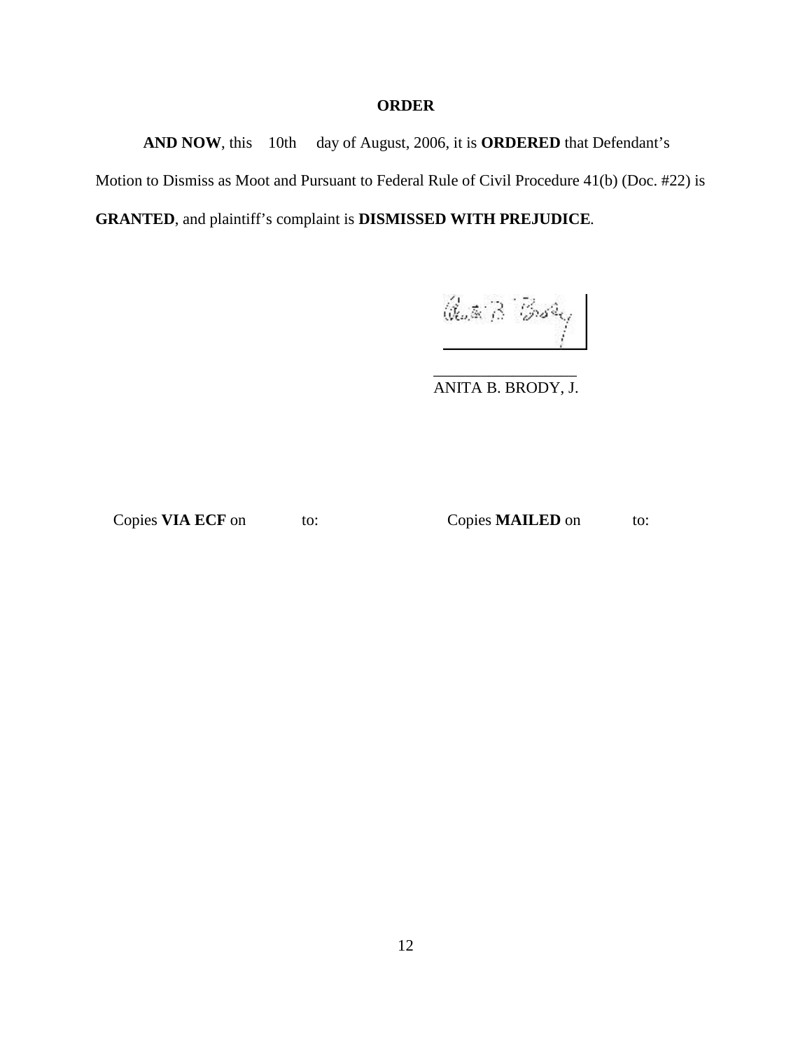**ORDER**

**AND NOW**, this 10th day of August, 2006, it is **ORDERED** that Defendant's Motion to Dismiss as Moot and Pursuant to Federal Rule of Civil Procedure 41(b) (Doc. #22) is **GRANTED**, and plaintiff's complaint is **DISMISSED WITH PREJUDICE**.

ANITA B. BRODY, J.

Copies **VIA ECF** on to: Copies **MAILED** on to: